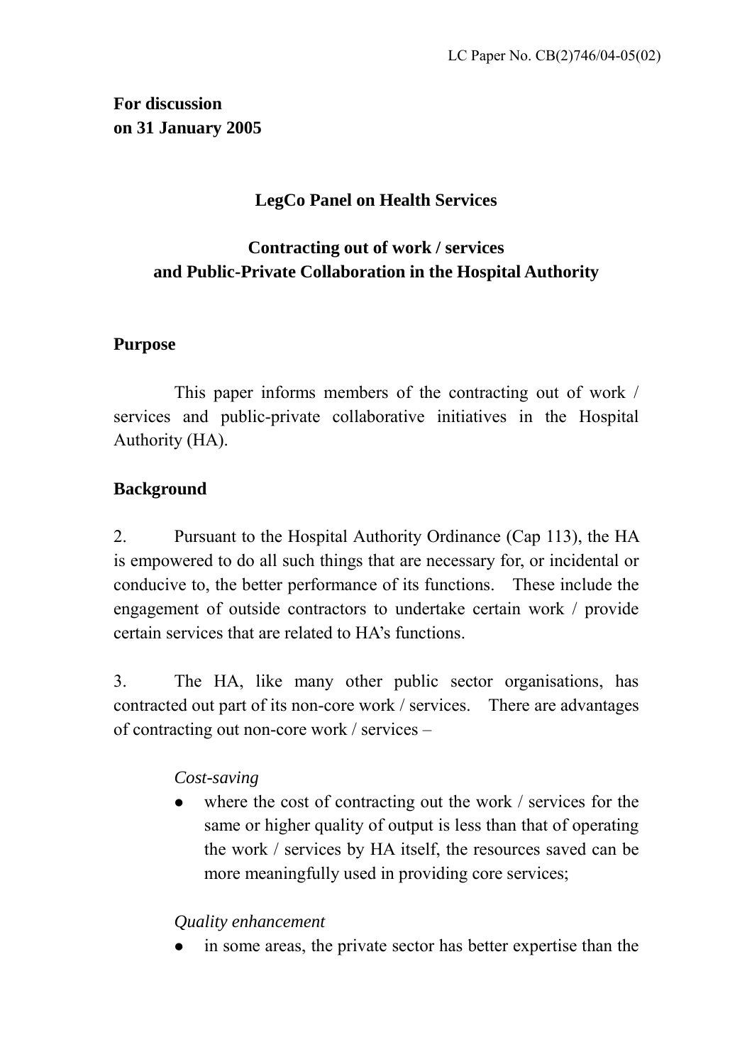LC Paper No. CB(2)746/04-05(02)

**For discussion**
**on 31 January 2005**

**LegCo Panel on Health Services**

**Contracting out of work / services**
**and Public-Private Collaboration in the Hospital Authority**

## Purpose

This paper informs members of the contracting out of work / services and public-private collaborative initiatives in the Hospital Authority (HA).

## Background

2. Pursuant to the Hospital Authority Ordinance (Cap 113), the HA is empowered to do all such things that are necessary for, or incidental or conducive to, the better performance of its functions. These include the engagement of outside contractors to undertake certain work / provide certain services that are related to HA's functions.

3. The HA, like many other public sector organisations, has contracted out part of its non-core work / services. There are advantages of contracting out non-core work / services –

*Cost-saving*

- where the cost of contracting out the work / services for the same or higher quality of output is less than that of operating the work / services by HA itself, the resources saved can be more meaningfully used in providing core services;

*Quality enhancement*

- in some areas, the private sector has better expertise than the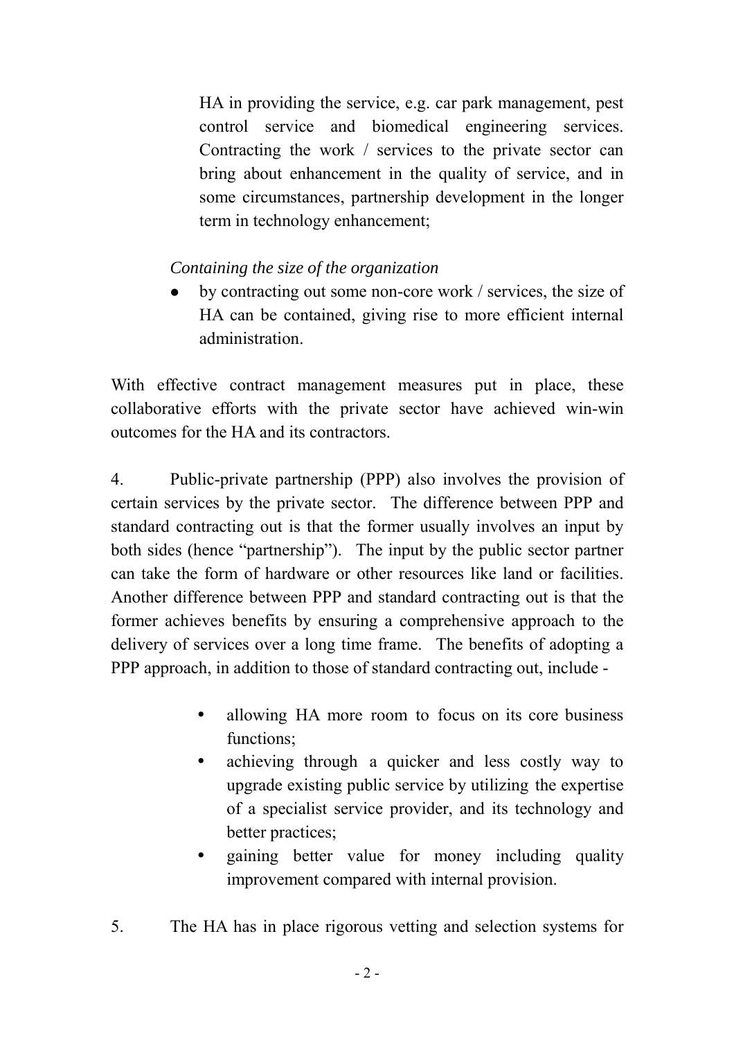HA in providing the service, e.g. car park management, pest control service and biomedical engineering services. Contracting the work / services to the private sector can bring about enhancement in the quality of service, and in some circumstances, partnership development in the longer term in technology enhancement;

*Containing the size of the organization*

- by contracting out some non-core work / services, the size of HA can be contained, giving rise to more efficient internal administration.

With effective contract management measures put in place, these collaborative efforts with the private sector have achieved win-win outcomes for the HA and its contractors.

4. Public-private partnership (PPP) also involves the provision of certain services by the private sector. The difference between PPP and standard contracting out is that the former usually involves an input by both sides (hence "partnership"). The input by the public sector partner can take the form of hardware or other resources like land or facilities. Another difference between PPP and standard contracting out is that the former achieves benefits by ensuring a comprehensive approach to the delivery of services over a long time frame. The benefits of adopting a PPP approach, in addition to those of standard contracting out, include -

- allowing HA more room to focus on its core business functions;
- achieving through a quicker and less costly way to upgrade existing public service by utilizing the expertise of a specialist service provider, and its technology and better practices;
- gaining better value for money including quality improvement compared with internal provision.

5. The HA has in place rigorous vetting and selection systems for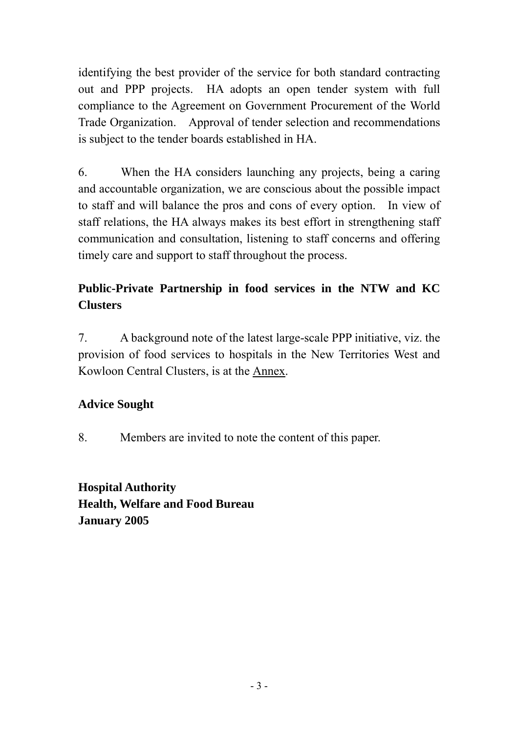identifying the best provider of the service for both standard contracting out and PPP projects. HA adopts an open tender system with full compliance to the Agreement on Government Procurement of the World Trade Organization. Approval of tender selection and recommendations is subject to the tender boards established in HA.

6. When the HA considers launching any projects, being a caring and accountable organization, we are conscious about the possible impact to staff and will balance the pros and cons of every option. In view of staff relations, the HA always makes its best effort in strengthening staff communication and consultation, listening to staff concerns and offering timely care and support to staff throughout the process.

**Public-Private Partnership in food services in the NTW and KC Clusters**

7. A background note of the latest large-scale PPP initiative, viz. the provision of food services to hospitals in the New Territories West and Kowloon Central Clusters, is at the Annex.

**Advice Sought**

8. Members are invited to note the content of this paper.

**Hospital Authority**
**Health, Welfare and Food Bureau**
**January 2005**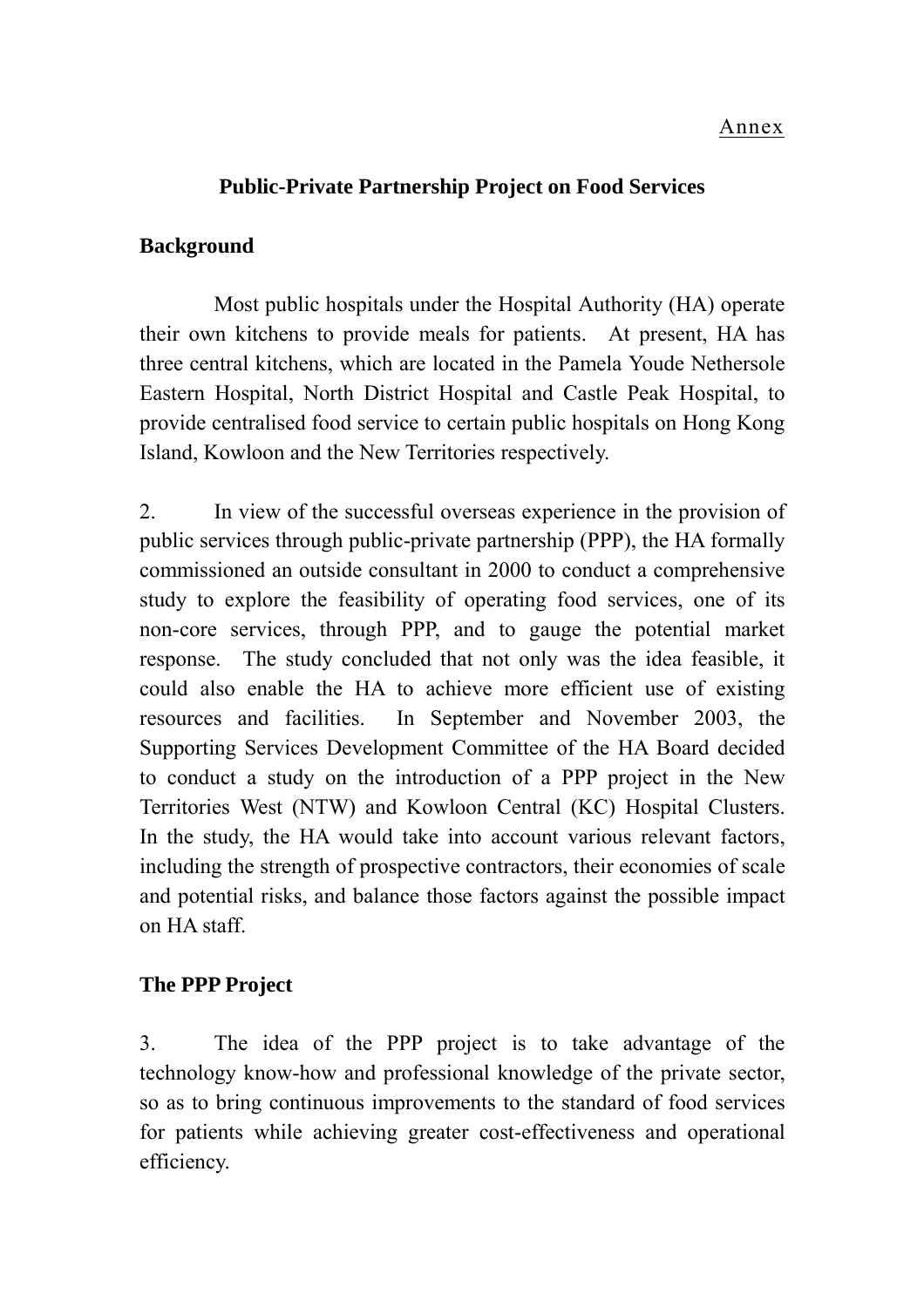Annex

## Public-Private Partnership Project on Food Services

### Background

Most public hospitals under the Hospital Authority (HA) operate their own kitchens to provide meals for patients. At present, HA has three central kitchens, which are located in the Pamela Youde Nethersole Eastern Hospital, North District Hospital and Castle Peak Hospital, to provide centralised food service to certain public hospitals on Hong Kong Island, Kowloon and the New Territories respectively.

2. In view of the successful overseas experience in the provision of public services through public-private partnership (PPP), the HA formally commissioned an outside consultant in 2000 to conduct a comprehensive study to explore the feasibility of operating food services, one of its non-core services, through PPP, and to gauge the potential market response. The study concluded that not only was the idea feasible, it could also enable the HA to achieve more efficient use of existing resources and facilities. In September and November 2003, the Supporting Services Development Committee of the HA Board decided to conduct a study on the introduction of a PPP project in the New Territories West (NTW) and Kowloon Central (KC) Hospital Clusters. In the study, the HA would take into account various relevant factors, including the strength of prospective contractors, their economies of scale and potential risks, and balance those factors against the possible impact on HA staff.

### The PPP Project

3. The idea of the PPP project is to take advantage of the technology know-how and professional knowledge of the private sector, so as to bring continuous improvements to the standard of food services for patients while achieving greater cost-effectiveness and operational efficiency.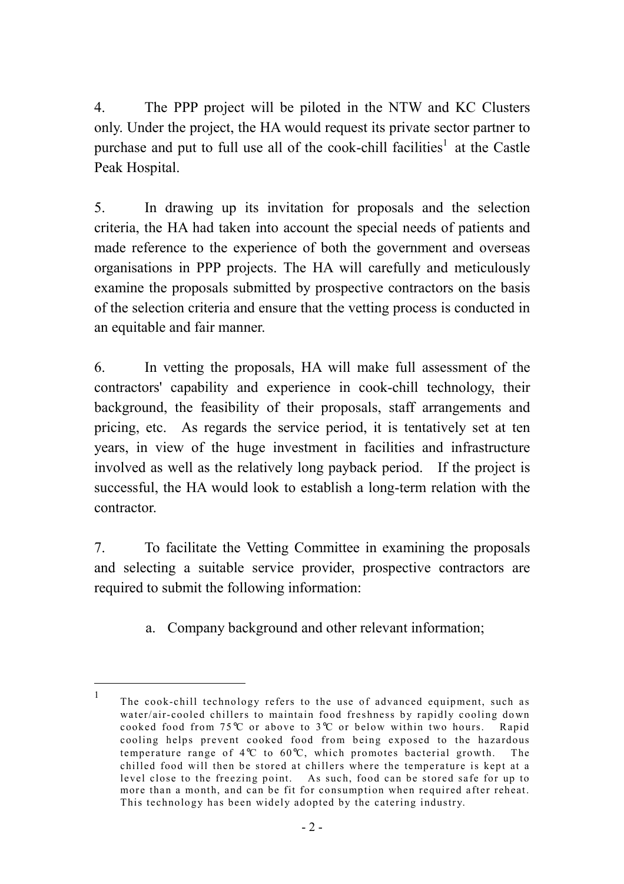4. The PPP project will be piloted in the NTW and KC Clusters only. Under the project, the HA would request its private sector partner to purchase and put to full use all of the cook-chill facilities[1] at the Castle Peak Hospital.

5. In drawing up its invitation for proposals and the selection criteria, the HA had taken into account the special needs of patients and made reference to the experience of both the government and overseas organisations in PPP projects. The HA will carefully and meticulously examine the proposals submitted by prospective contractors on the basis of the selection criteria and ensure that the vetting process is conducted in an equitable and fair manner.

6. In vetting the proposals, HA will make full assessment of the contractors' capability and experience in cook-chill technology, their background, the feasibility of their proposals, staff arrangements and pricing, etc. As regards the service period, it is tentatively set at ten years, in view of the huge investment in facilities and infrastructure involved as well as the relatively long payback period. If the project is successful, the HA would look to establish a long-term relation with the contractor.

7. To facilitate the Vetting Committee in examining the proposals and selecting a suitable service provider, prospective contractors are required to submit the following information:

a. Company background and other relevant information;

---

[1] The cook-chill technology refers to the use of advanced equipment, such as water/air-cooled chillers to maintain food freshness by rapidly cooling down cooked food from 75℃ or above to 3℃ or below within two hours. Rapid cooling helps prevent cooked food from being exposed to the hazardous temperature range of 4℃ to 60℃, which promotes bacterial growth. The chilled food will then be stored at chillers where the temperature is kept at a level close to the freezing point. As such, food can be stored safe for up to more than a month, and can be fit for consumption when required after reheat. This technology has been widely adopted by the catering industry.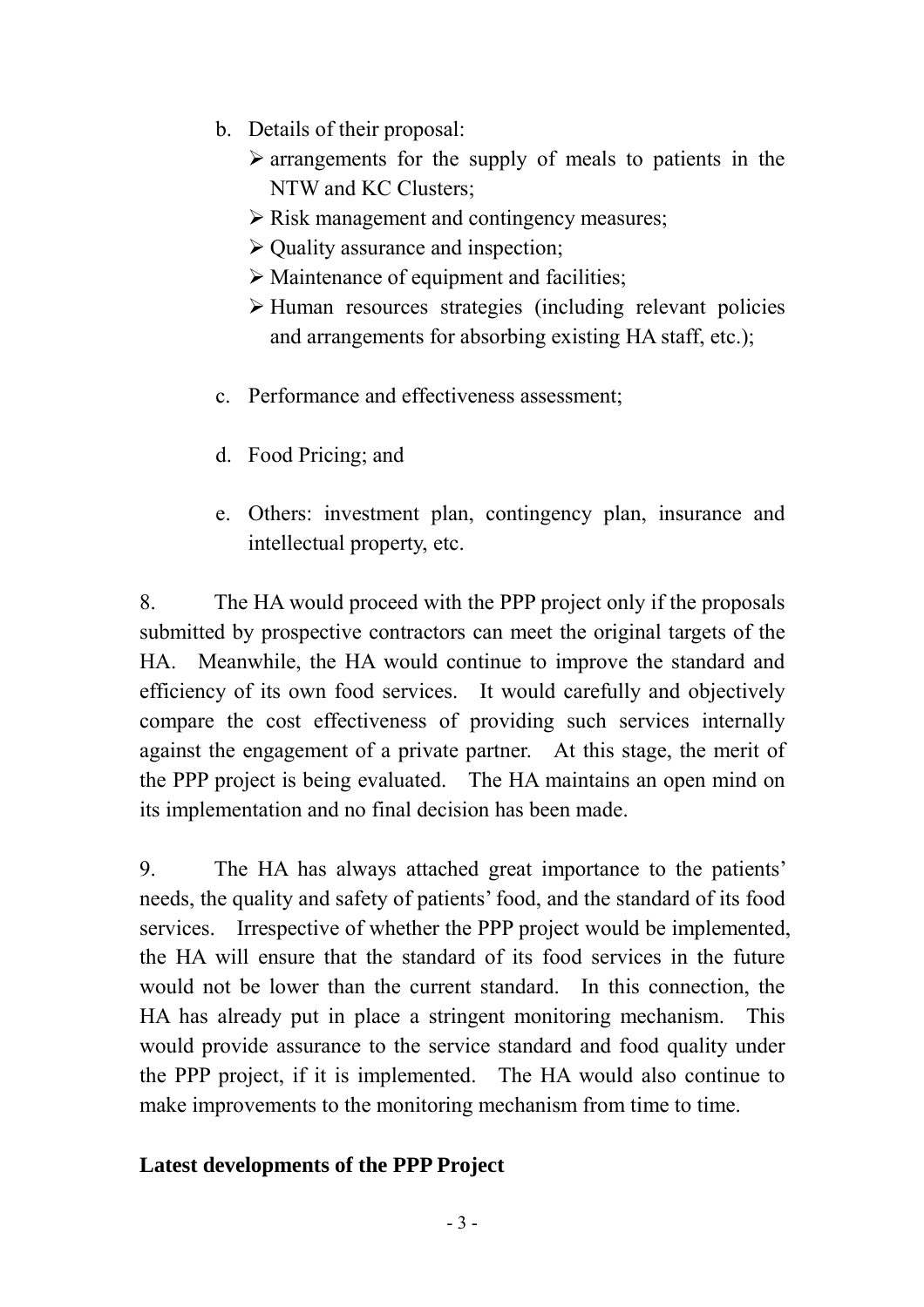b. Details of their proposal:
   - arrangements for the supply of meals to patients in the NTW and KC Clusters;
   - Risk management and contingency measures;
   - Quality assurance and inspection;
   - Maintenance of equipment and facilities;
   - Human resources strategies (including relevant policies and arrangements for absorbing existing HA staff, etc.);

c. Performance and effectiveness assessment;

d. Food Pricing; and

e. Others: investment plan, contingency plan, insurance and intellectual property, etc.

8. The HA would proceed with the PPP project only if the proposals submitted by prospective contractors can meet the original targets of the HA. Meanwhile, the HA would continue to improve the standard and efficiency of its own food services. It would carefully and objectively compare the cost effectiveness of providing such services internally against the engagement of a private partner. At this stage, the merit of the PPP project is being evaluated. The HA maintains an open mind on its implementation and no final decision has been made.

9. The HA has always attached great importance to the patients' needs, the quality and safety of patients' food, and the standard of its food services. Irrespective of whether the PPP project would be implemented, the HA will ensure that the standard of its food services in the future would not be lower than the current standard. In this connection, the HA has already put in place a stringent monitoring mechanism. This would provide assurance to the service standard and food quality under the PPP project, if it is implemented. The HA would also continue to make improvements to the monitoring mechanism from time to time.

**Latest developments of the PPP Project**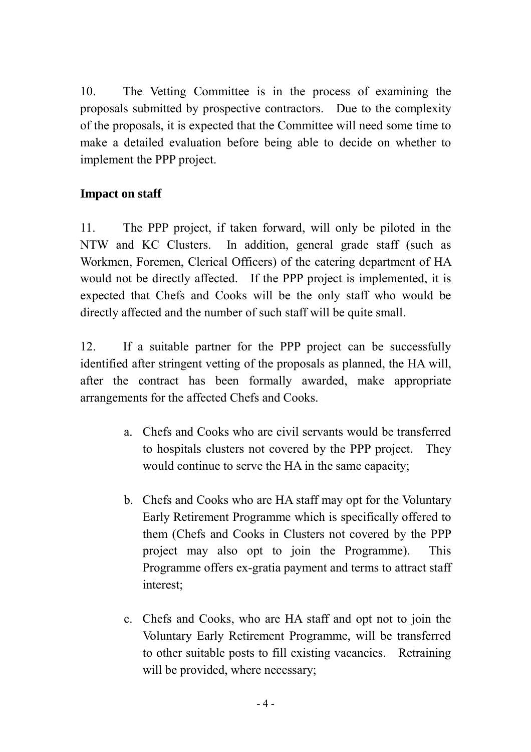10. The Vetting Committee is in the process of examining the proposals submitted by prospective contractors. Due to the complexity of the proposals, it is expected that the Committee will need some time to make a detailed evaluation before being able to decide on whether to implement the PPP project.

**Impact on staff**

11. The PPP project, if taken forward, will only be piloted in the NTW and KC Clusters. In addition, general grade staff (such as Workmen, Foremen, Clerical Officers) of the catering department of HA would not be directly affected. If the PPP project is implemented, it is expected that Chefs and Cooks will be the only staff who would be directly affected and the number of such staff will be quite small.

12. If a suitable partner for the PPP project can be successfully identified after stringent vetting of the proposals as planned, the HA will, after the contract has been formally awarded, make appropriate arrangements for the affected Chefs and Cooks.

a. Chefs and Cooks who are civil servants would be transferred to hospitals clusters not covered by the PPP project. They would continue to serve the HA in the same capacity;

b. Chefs and Cooks who are HA staff may opt for the Voluntary Early Retirement Programme which is specifically offered to them (Chefs and Cooks in Clusters not covered by the PPP project may also opt to join the Programme). This Programme offers ex-gratia payment and terms to attract staff interest;

c. Chefs and Cooks, who are HA staff and opt not to join the Voluntary Early Retirement Programme, will be transferred to other suitable posts to fill existing vacancies. Retraining will be provided, where necessary;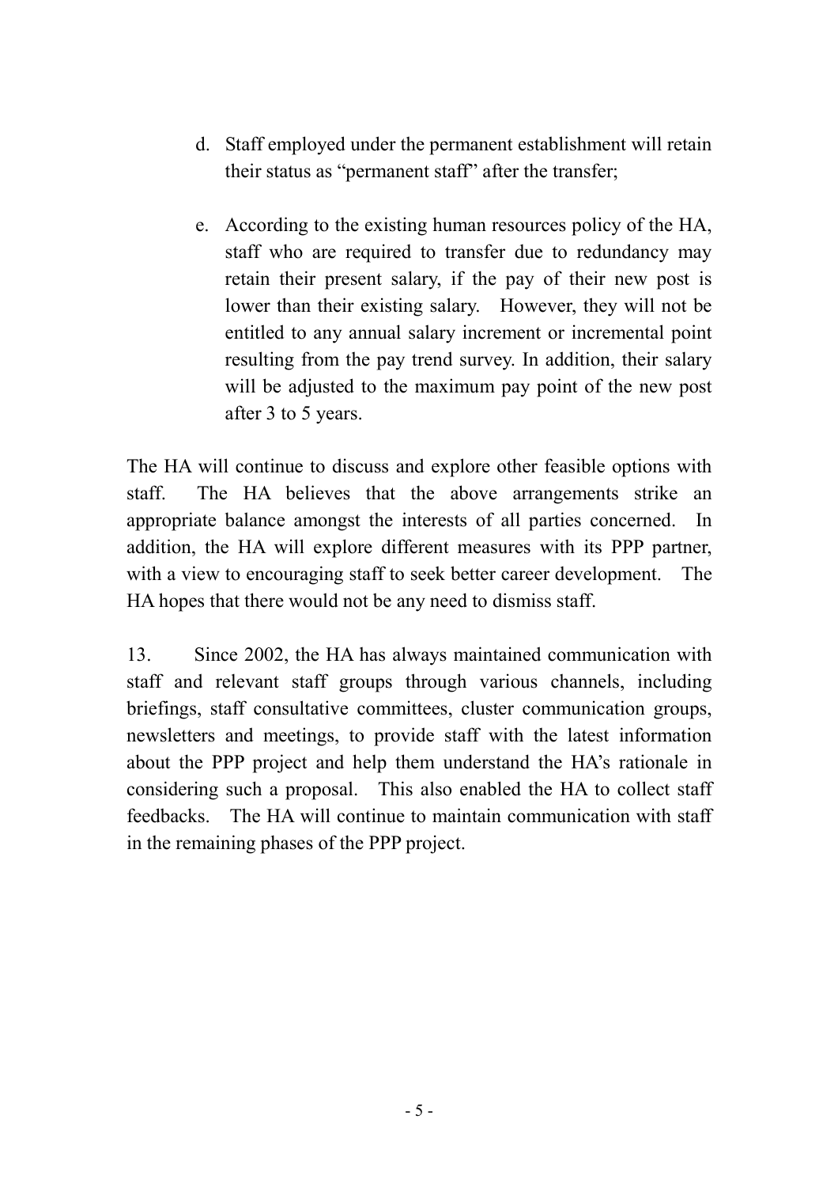d. Staff employed under the permanent establishment will retain their status as "permanent staff" after the transfer;

e. According to the existing human resources policy of the HA, staff who are required to transfer due to redundancy may retain their present salary, if the pay of their new post is lower than their existing salary. However, they will not be entitled to any annual salary increment or incremental point resulting from the pay trend survey. In addition, their salary will be adjusted to the maximum pay point of the new post after 3 to 5 years.

The HA will continue to discuss and explore other feasible options with staff. The HA believes that the above arrangements strike an appropriate balance amongst the interests of all parties concerned. In addition, the HA will explore different measures with its PPP partner, with a view to encouraging staff to seek better career development. The HA hopes that there would not be any need to dismiss staff.

13. Since 2002, the HA has always maintained communication with staff and relevant staff groups through various channels, including briefings, staff consultative committees, cluster communication groups, newsletters and meetings, to provide staff with the latest information about the PPP project and help them understand the HA's rationale in considering such a proposal. This also enabled the HA to collect staff feedbacks. The HA will continue to maintain communication with staff in the remaining phases of the PPP project.